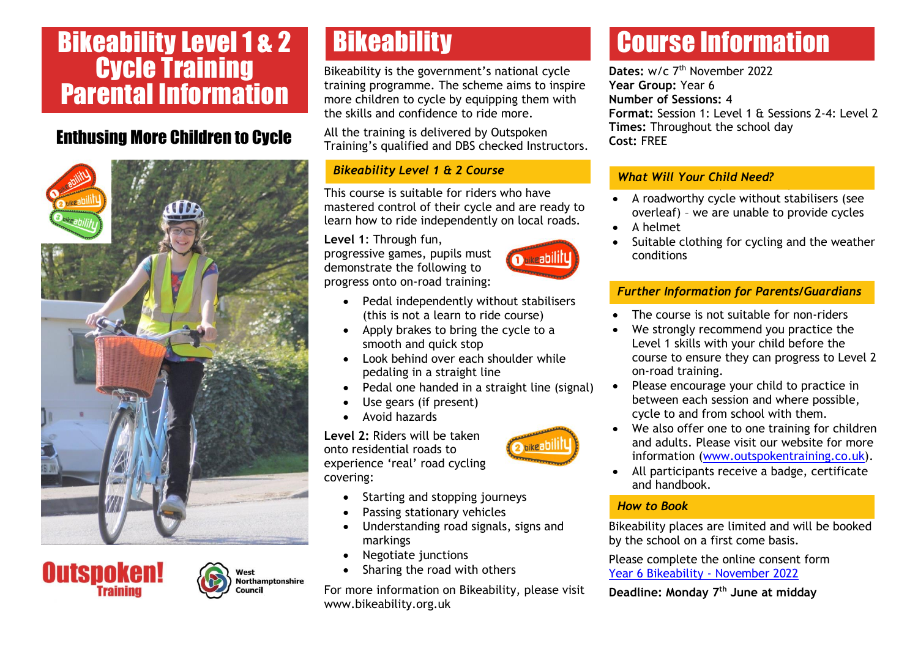# Bikeability Level 1 & 2 Cycle Training Parental Information

## Enthusing More Children to Cycle

Outspoken! Training

West Northamptonshire Council

# Bikeability

Bikeability is the government's national cycle training programme. The scheme aims to inspire more children to cycle by equipping them with the skills and confidence to ride more.

All the training is delivered by Outspoken Training's qualified and DBS checked Instructors.

### *Bikeability Level 1 & 2 Course*

This course is suitable for riders who have mastered control of their cycle and are ready to learn how to ride independently on local roads.

**Level 1**: Through fun, progressive games, pupils must demonstrate the following to progress onto on-road training:

- Pedal independently without stabilisers (this is not a learn to ride course)
- Apply brakes to bring the cycle to a smooth and quick stop
- Look behind over each shoulder while pedaling in a straight line
- Pedal one handed in a straight line (signal)
- Use gears (if present)
- Avoid hazards

**Level 2:** Riders will be taken onto residential roads to experience 'real' road cycling covering:

- Starting and stopping journeys
- Passing stationary vehicles
- Understanding road signals, signs and markings
- Negotiate junctions
- Sharing the road with others

For more information on Bikeability, please visit www.bikeability.org.uk

# Course Information

**Dates:** w/c 7th November 2022
**Year Group:** Year 6
**Number of Sessions:** 4
**Format:** Session 1: Level 1 & Sessions 2-4: Level 2
**Times:** Throughout the school day
**Cost:** FREE

### *What Will Your Child Need?*

- A roadworthy cycle without stabilisers (see overleaf) – we are unable to provide cycles
- A helmet
- Suitable clothing for cycling and the weather conditions

### *Further Information for Parents/Guardians*

- The course is not suitable for non-riders
- We strongly recommend you practice the Level 1 skills with your child before the course to ensure they can progress to Level 2 on-road training.
- Please encourage your child to practice in between each session and where possible, cycle to and from school with them.
- We also offer one to one training for children and adults. Please visit our website for more information (www.outspokentraining.co.uk).
- All participants receive a badge, certificate and handbook.

### *How to Book*

Bikeability places are limited and will be booked by the school on a first come basis.

Please complete the online consent form Year 6 Bikeability - November 2022

**Deadline: Monday 7th June at midday**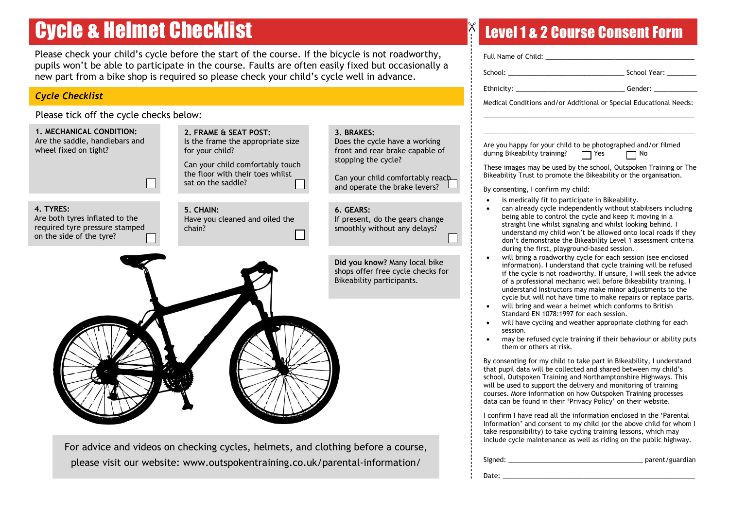# Cycle & Helmet Checklist

Please check your child's cycle before the start of the course. If the bicycle is not roadworthy, pupils won't be able to participate in the course. Faults are often easily fixed but occasionally a new part from a bike shop is required so please check your child's cycle well in advance.

## *Cycle Checklist*

Please tick off the cycle checks below:

**1. MECHANICAL CONDITION:**
Are the saddle, handlebars and wheel fixed on tight? ☐

**2. FRAME & SEAT POST:**
Is the frame the appropriate size for your child?

Can your child comfortably touch the floor with their toes whilst sat on the saddle? ☐

**3. BRAKES:**
Does the cycle have a working front and rear brake capable of stopping the cycle?

Can your child comfortably reach and operate the brake levers? ☐

**4. TYRES:**
Are both tyres inflated to the required tyre pressure stamped on the side of the tyre? ☐

**5. CHAIN:**
Have you cleaned and oiled the chain? ☐

**6. GEARS:**
If present, do the gears change smoothly without any delays? ☐

**Did you know?** Many local bike shops offer free cycle checks for Bikeability participants.

For advice and videos on checking cycles, helmets, and clothing before a course, please visit our website: www.outspokentraining.co.uk/parental-information/

# Level 1 & 2 Course Consent Form

Full Name of Child: ______________________________

School: ______________________ School Year: ________

Ethnicity: ______________________ Gender: ___________

Medical Conditions and/or Additional or Special Educational Needs:

______________________________________________

______________________________________________

Are you happy for your child to be photographed and/or filmed during Bikeability training? ☐ Yes ☐ No

These images may be used by the school, Outspoken Training or The Bikeability Trust to promote the Bikeability or the organisation.

By consenting, I confirm my child:

- is medically fit to participate in Bikeability.
- can already cycle independently without stabilisers including being able to control the cycle and keep it moving in a straight line whilst signaling and whilst looking behind. I understand my child won't be allowed onto local roads if they don't demonstrate the Bikeability Level 1 assessment criteria during the first, playground-based session.
- will bring a roadworthy cycle for each session (see enclosed information). I understand that cycle training will be refused if the cycle is not roadworthy. If unsure, I will seek the advice of a professional mechanic well before Bikeability training. I understand Instructors may make minor adjustments to the cycle but will not have time to make repairs or replace parts.
- will bring and wear a helmet which conforms to British Standard EN 1078:1997 for each session.
- will have cycling and weather appropriate clothing for each session.
- may be refused cycle training if their behaviour or ability puts them or others at risk.

By consenting for my child to take part in Bikeability, I understand that pupil data will be collected and shared between my child's school, Outspoken Training and Northamptonshire Highways. This will be used to support the delivery and monitoring of training courses. More information on how Outspoken Training processes data can be found in their 'Privacy Policy' on their website.

I confirm I have read all the information enclosed in the 'Parental Information' and consent to my child (or the above child for whom I take responsibility) to take cycling training lessons, which may include cycle maintenance as well as riding on the public highway.

Signed: ______________________________ parent/guardian

Date: ______________________________________